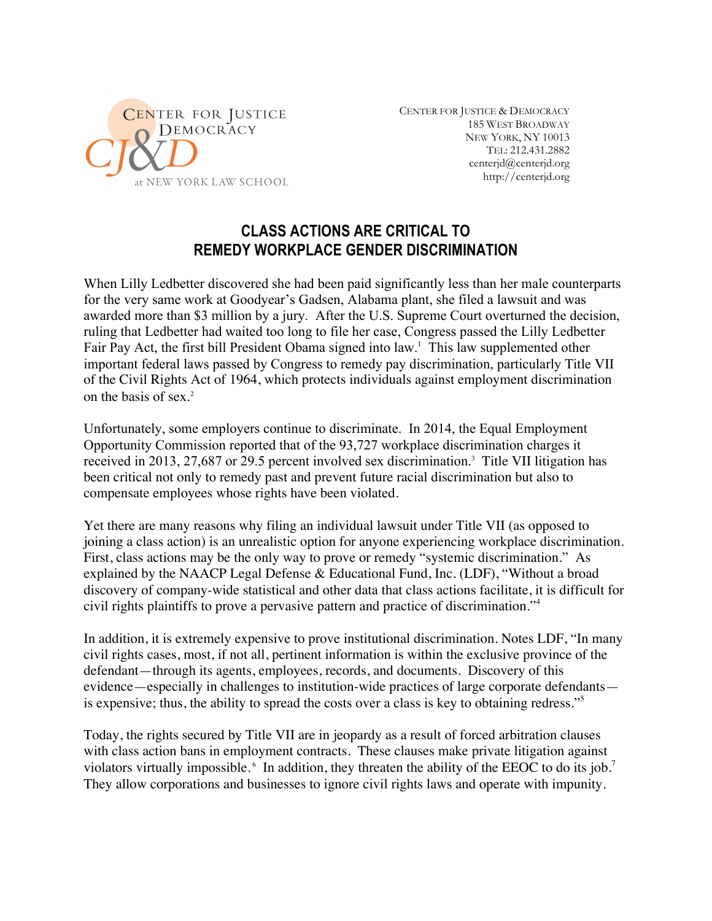CENTER FOR JUSTICE & DEMOCRACY
185 WEST BROADWAY
NEW YORK, NY 10013
TEL: 212.431.2882
centerjd@centerjd.org
http://centerjd.org

# CLASS ACTIONS ARE CRITICAL TO REMEDY WORKPLACE GENDER DISCRIMINATION

When Lilly Ledbetter discovered she had been paid significantly less than her male counterparts for the very same work at Goodyear's Gadsen, Alabama plant, she filed a lawsuit and was awarded more than $3 million by a jury. After the U.S. Supreme Court overturned the decision, ruling that Ledbetter had waited too long to file her case, Congress passed the Lilly Ledbetter Fair Pay Act, the first bill President Obama signed into law.[1] This law supplemented other important federal laws passed by Congress to remedy pay discrimination, particularly Title VII of the Civil Rights Act of 1964, which protects individuals against employment discrimination on the basis of sex.[2]

Unfortunately, some employers continue to discriminate. In 2014, the Equal Employment Opportunity Commission reported that of the 93,727 workplace discrimination charges it received in 2013, 27,687 or 29.5 percent involved sex discrimination.[3] Title VII litigation has been critical not only to remedy past and prevent future racial discrimination but also to compensate employees whose rights have been violated.

Yet there are many reasons why filing an individual lawsuit under Title VII (as opposed to joining a class action) is an unrealistic option for anyone experiencing workplace discrimination. First, class actions may be the only way to prove or remedy "systemic discrimination." As explained by the NAACP Legal Defense & Educational Fund, Inc. (LDF), "Without a broad discovery of company-wide statistical and other data that class actions facilitate, it is difficult for civil rights plaintiffs to prove a pervasive pattern and practice of discrimination."[4]

In addition, it is extremely expensive to prove institutional discrimination. Notes LDF, "In many civil rights cases, most, if not all, pertinent information is within the exclusive province of the defendant—through its agents, employees, records, and documents. Discovery of this evidence—especially in challenges to institution-wide practices of large corporate defendants—is expensive; thus, the ability to spread the costs over a class is key to obtaining redress."[5]

Today, the rights secured by Title VII are in jeopardy as a result of forced arbitration clauses with class action bans in employment contracts. These clauses make private litigation against violators virtually impossible.[6] In addition, they threaten the ability of the EEOC to do its job.[7] They allow corporations and businesses to ignore civil rights laws and operate with impunity.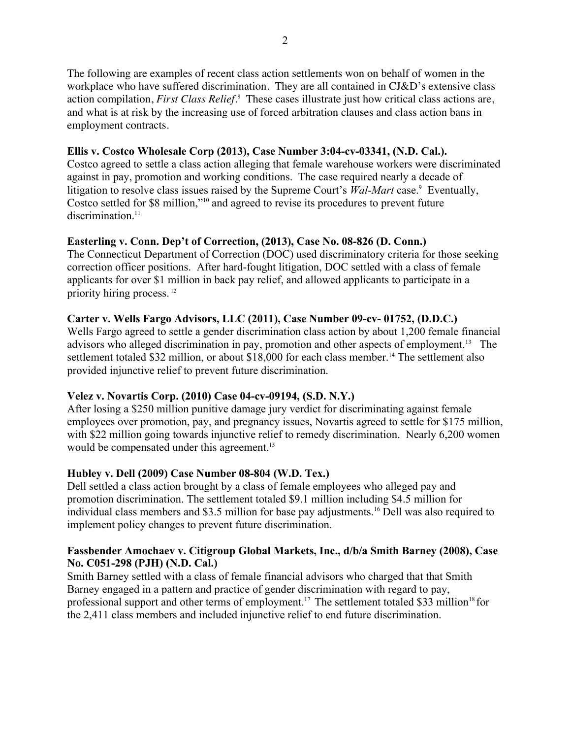The following are examples of recent class action settlements won on behalf of women in the workplace who have suffered discrimination. They are all contained in CJ&D's extensive class action compilation, *First Class Relief*.[8] These cases illustrate just how critical class actions are, and what is at risk by the increasing use of forced arbitration clauses and class action bans in employment contracts.

**Ellis v. Costco Wholesale Corp (2013), Case Number 3:04-cv-03341, (N.D. Cal.).**
Costco agreed to settle a class action alleging that female warehouse workers were discriminated against in pay, promotion and working conditions. The case required nearly a decade of litigation to resolve class issues raised by the Supreme Court's *Wal-Mart* case.[9] Eventually, Costco settled for $8 million,"[10] and agreed to revise its procedures to prevent future discrimination.[11]

**Easterling v. Conn. Dep't of Correction, (2013), Case No. 08-826 (D. Conn.)**
The Connecticut Department of Correction (DOC) used discriminatory criteria for those seeking correction officer positions. After hard-fought litigation, DOC settled with a class of female applicants for over $1 million in back pay relief, and allowed applicants to participate in a priority hiring process. [12]

**Carter v. Wells Fargo Advisors, LLC (2011), Case Number 09-cv- 01752, (D.D.C.)**
Wells Fargo agreed to settle a gender discrimination class action by about 1,200 female financial advisors who alleged discrimination in pay, promotion and other aspects of employment.[13] The settlement totaled $32 million, or about $18,000 for each class member.[14] The settlement also provided injunctive relief to prevent future discrimination.

**Velez v. Novartis Corp. (2010) Case 04-cv-09194, (S.D. N.Y.)**
After losing a $250 million punitive damage jury verdict for discriminating against female employees over promotion, pay, and pregnancy issues, Novartis agreed to settle for $175 million, with $22 million going towards injunctive relief to remedy discrimination. Nearly 6,200 women would be compensated under this agreement.[15]

**Hubley v. Dell (2009) Case Number 08-804 (W.D. Tex.)**
Dell settled a class action brought by a class of female employees who alleged pay and promotion discrimination. The settlement totaled $9.1 million including $4.5 million for individual class members and $3.5 million for base pay adjustments.[16] Dell was also required to implement policy changes to prevent future discrimination.

**Fassbender Amochaev v. Citigroup Global Markets, Inc., d/b/a Smith Barney (2008), Case No. C051-298 (PJH) (N.D. Cal.)**
Smith Barney settled with a class of female financial advisors who charged that that Smith Barney engaged in a pattern and practice of gender discrimination with regard to pay, professional support and other terms of employment.[17] The settlement totaled $33 million[18] for the 2,411 class members and included injunctive relief to end future discrimination.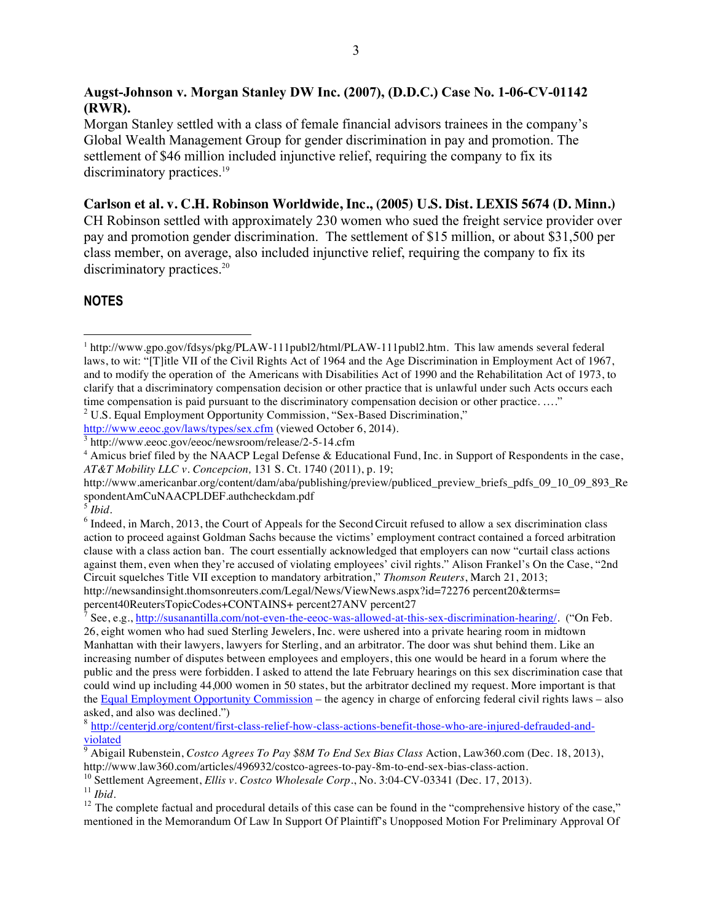**Augst-Johnson v. Morgan Stanley DW Inc. (2007), (D.D.C.) Case No. 1-06-CV-01142 (RWR).**

Morgan Stanley settled with a class of female financial advisors trainees in the company's Global Wealth Management Group for gender discrimination in pay and promotion. The settlement of $46 million included injunctive relief, requiring the company to fix its discriminatory practices.[19]

**Carlson et al. v. C.H. Robinson Worldwide, Inc., (2005) U.S. Dist. LEXIS 5674 (D. Minn.)**

CH Robinson settled with approximately 230 women who sued the freight service provider over pay and promotion gender discrimination. The settlement of $15 million, or about $31,500 per class member, on average, also included injunctive relief, requiring the company to fix its discriminatory practices.[20]

## NOTES

[1] http://www.gpo.gov/fdsys/pkg/PLAW-111publ2/html/PLAW-111publ2.htm. This law amends several federal laws, to wit: "[T]itle VII of the Civil Rights Act of 1964 and the Age Discrimination in Employment Act of 1967, and to modify the operation of the Americans with Disabilities Act of 1990 and the Rehabilitation Act of 1973, to clarify that a discriminatory compensation decision or other practice that is unlawful under such Acts occurs each time compensation is paid pursuant to the discriminatory compensation decision or other practice. …."

[2] U.S. Equal Employment Opportunity Commission, "Sex-Based Discrimination," http://www.eeoc.gov/laws/types/sex.cfm (viewed October 6, 2014).

[3] http://www.eeoc.gov/eeoc/newsroom/release/2-5-14.cfm

[4] Amicus brief filed by the NAACP Legal Defense & Educational Fund, Inc. in Support of Respondents in the case, *AT&T Mobility LLC v. Concepcion,* 131 S. Ct. 1740 (2011), p. 19; http://www.americanbar.org/content/dam/aba/publishing/preview/publiced_preview_briefs_pdfs_09_10_09_893_RespondentAmCuNAACPLDEF.authcheckdam.pdf

[5] *Ibid*.

[6] Indeed, in March, 2013, the Court of Appeals for the Second Circuit refused to allow a sex discrimination class action to proceed against Goldman Sachs because the victims' employment contract contained a forced arbitration clause with a class action ban. The court essentially acknowledged that employers can now "curtail class actions against them, even when they're accused of violating employees' civil rights." Alison Frankel's On the Case, "2nd Circuit squelches Title VII exception to mandatory arbitration," *Thomson Reuters*, March 21, 2013; http://newsandinsight.thomsonreuters.com/Legal/News/ViewNews.aspx?id=72276 percent20&terms= percent40ReutersTopicCodes+CONTAINS+ percent27ANV percent27

[7] See, e.g., http://susanantilla.com/not-even-the-eeoc-was-allowed-at-this-sex-discrimination-hearing/. ("On Feb. 26, eight women who had sued Sterling Jewelers, Inc. were ushered into a private hearing room in midtown Manhattan with their lawyers, lawyers for Sterling, and an arbitrator. The door was shut behind them. Like an increasing number of disputes between employees and employers, this one would be heard in a forum where the public and the press were forbidden. I asked to attend the late February hearings on this sex discrimination case that could wind up including 44,000 women in 50 states, but the arbitrator declined my request. More important is that the Equal Employment Opportunity Commission – the agency in charge of enforcing federal civil rights laws – also asked, and also was declined.")

[8] http://centerjd.org/content/first-class-relief-how-class-actions-benefit-those-who-are-injured-defrauded-and-violated

[9] Abigail Rubenstein, *Costco Agrees To Pay $8M To End Sex Bias Class* Action, Law360.com (Dec. 18, 2013), http://www.law360.com/articles/496932/costco-agrees-to-pay-8m-to-end-sex-bias-class-action.

[10] Settlement Agreement, *Ellis v. Costco Wholesale Corp*., No. 3:04-CV-03341 (Dec. 17, 2013).

[11] *Ibid*.

[12] The complete factual and procedural details of this case can be found in the "comprehensive history of the case," mentioned in the Memorandum Of Law In Support Of Plaintiff's Unopposed Motion For Preliminary Approval Of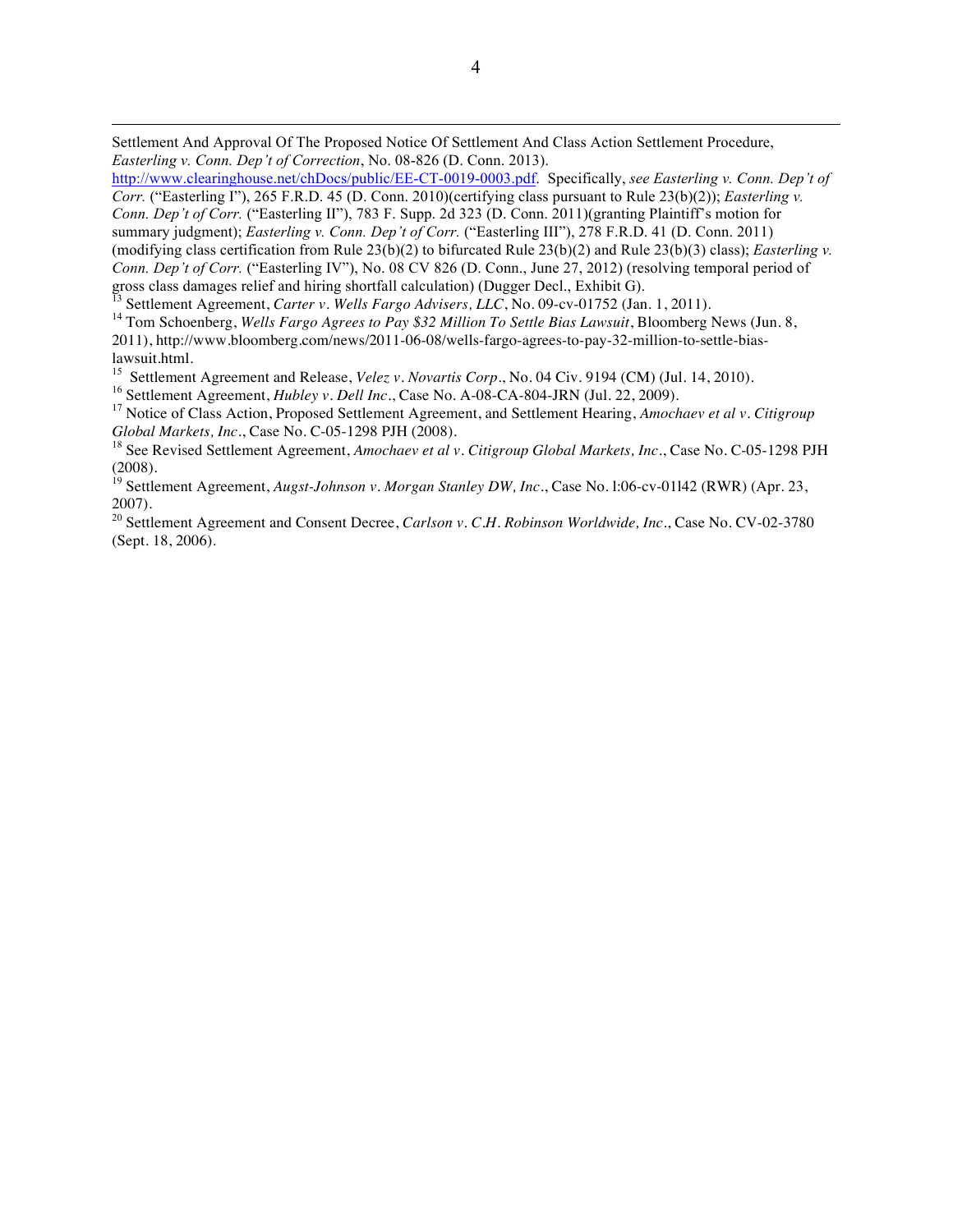Settlement And Approval Of The Proposed Notice Of Settlement And Class Action Settlement Procedure, *Easterling v. Conn. Dep't of Correction*, No. 08-826 (D. Conn. 2013). http://www.clearinghouse.net/chDocs/public/EE-CT-0019-0003.pdf. Specifically, *see Easterling v. Conn. Dep't of Corr.* ("Easterling I"), 265 F.R.D. 45 (D. Conn. 2010)(certifying class pursuant to Rule 23(b)(2)); *Easterling v. Conn. Dep't of Corr.* ("Easterling II"), 783 F. Supp. 2d 323 (D. Conn. 2011)(granting Plaintiff's motion for summary judgment); *Easterling v. Conn. Dep't of Corr.* ("Easterling III"), 278 F.R.D. 41 (D. Conn. 2011) (modifying class certification from Rule 23(b)(2) to bifurcated Rule 23(b)(2) and Rule 23(b)(3) class); *Easterling v. Conn. Dep't of Corr.* ("Easterling IV"), No. 08 CV 826 (D. Conn., June 27, 2012) (resolving temporal period of gross class damages relief and hiring shortfall calculation) (Dugger Decl., Exhibit G).

[13] Settlement Agreement, *Carter v. Wells Fargo Advisers, LLC*, No. 09-cv-01752 (Jan. 1, 2011).

[14] Tom Schoenberg, *Wells Fargo Agrees to Pay $32 Million To Settle Bias Lawsuit*, Bloomberg News (Jun. 8, 2011), http://www.bloomberg.com/news/2011-06-08/wells-fargo-agrees-to-pay-32-million-to-settle-bias-lawsuit.html.

[15] Settlement Agreement and Release, *Velez v. Novartis Corp*., No. 04 Civ. 9194 (CM) (Jul. 14, 2010).

[16] Settlement Agreement, *Hubley v. Dell Inc*., Case No. A-08-CA-804-JRN (Jul. 22, 2009).

[17] Notice of Class Action, Proposed Settlement Agreement, and Settlement Hearing, *Amochaev et al v. Citigroup Global Markets, Inc*., Case No. C-05-1298 PJH (2008).

[18] See Revised Settlement Agreement, *Amochaev et al v. Citigroup Global Markets, Inc*., Case No. C-05-1298 PJH (2008).

[19] Settlement Agreement, *Augst-Johnson v. Morgan Stanley DW, Inc*., Case No. l:06-cv-01l42 (RWR) (Apr. 23, 2007).

[20] Settlement Agreement and Consent Decree, *Carlson v. C.H. Robinson Worldwide, Inc*., Case No. CV-02-3780 (Sept. 18, 2006).